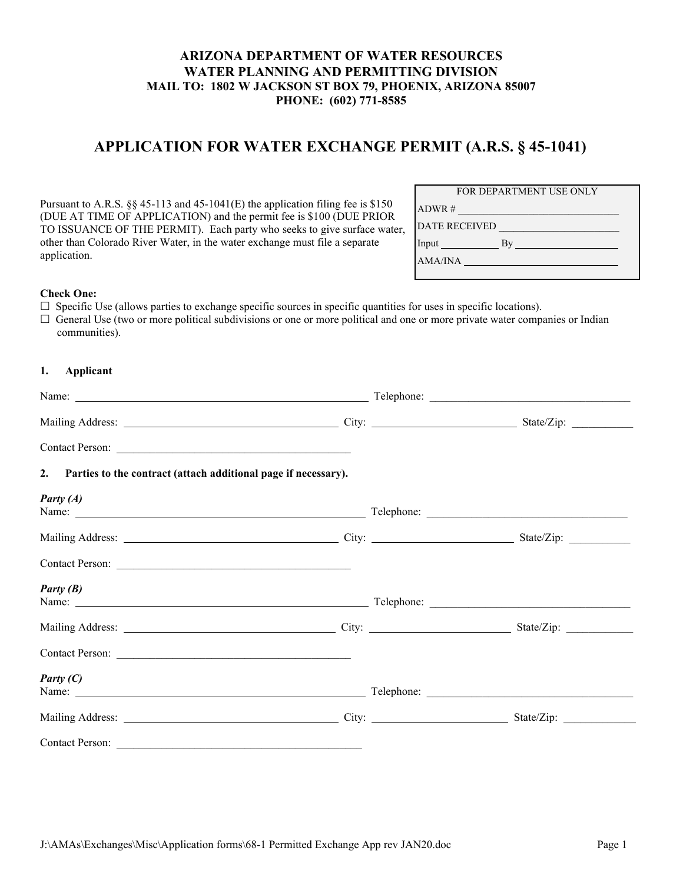**ARIZONA DEPARTMENT OF WATER RESOURCES**
**WATER PLANNING AND PERMITTING DIVISION**
**MAIL TO: 1802 W JACKSON ST BOX 79, PHOENIX, ARIZONA 85007**
**PHONE: (602) 771-8585**

# APPLICATION FOR WATER EXCHANGE PERMIT (A.R.S. § 45-1041)

Pursuant to A.R.S. §§ 45-113 and 45-1041(E) the application filing fee is $150 (DUE AT TIME OF APPLICATION) and the permit fee is $100 (DUE PRIOR TO ISSUANCE OF THE PERMIT). Each party who seeks to give surface water, other than Colorado River Water, in the water exchange must file a separate application.

| FOR DEPARTMENT USE ONLY |
|---|
| ADWR # ________________ |
| DATE RECEIVED ________________ |
| Input ________ By ________________ |
| AMA/INA ________________ |

**Check One:**

☐ Specific Use (allows parties to exchange specific sources in specific quantities for uses in specific locations).

☐ General Use (two or more political subdivisions or one or more political and one or more private water companies or Indian communities).

**1. Applicant**

Name: ________________ Telephone: ________________

Mailing Address: ________________ City: ________________ State/Zip: ________

Contact Person: ________________

**2. Parties to the contract (attach additional page if necessary).**

***Party (A)***

Name: ________________ Telephone: ________________

Mailing Address: ________________ City: ________________ State/Zip: ________

Contact Person: ________________

***Party (B)***

Name: ________________ Telephone: ________________

Mailing Address: ________________ City: ________________ State/Zip: ________

Contact Person: ________________

***Party (C)***

Name: ________________ Telephone: ________________

Mailing Address: ________________ City: ________________ State/Zip: ________

Contact Person: ________________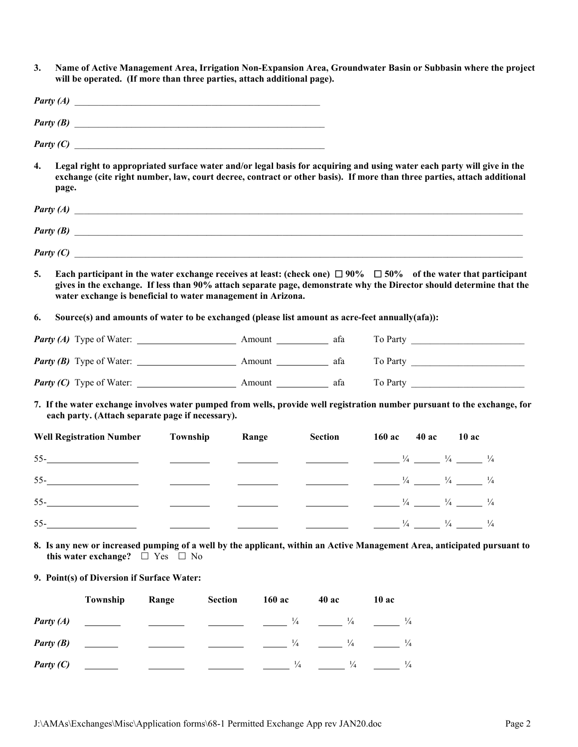**3. Name of Active Management Area, Irrigation Non-Expansion Area, Groundwater Basin or Subbasin where the project will be operated. (If more than three parties, attach additional page).**

***Party (A)*** ______________________________________________________

***Party (B)*** ______________________________________________________

***Party (C)*** ______________________________________________________

**4. Legal right to appropriated surface water and/or legal basis for acquiring and using water each party will give in the exchange (cite right number, law, court decree, contract or other basis). If more than three parties, attach additional page.**

***Party (A)*** ______________________________________________________________________________________________

***Party (B)*** ______________________________________________________________________________________________

***Party (C)*** ______________________________________________________________________________________________

**5. Each participant in the water exchange receives at least: (check one) ☐ 90% ☐ 50% of the water that participant gives in the exchange. If less than 90% attach separate page, demonstrate why the Director should determine that the water exchange is beneficial to water management in Arizona.**

**6. Source(s) and amounts of water to be exchanged (please list amount as acre-feet annually(afa)):**

***Party (A)*** Type of Water: ____________________ Amount ___________ afa To Party ________________________

***Party (B)*** Type of Water: ____________________ Amount ___________ afa To Party ________________________

***Party (C)*** Type of Water: ____________________ Amount ___________ afa To Party ________________________

**7. If the water exchange involves water pumped from wells, provide well registration number pursuant to the exchange, for each party. (Attach separate page if necessary).**

| Well Registration Number | Township | Range | Section | 160 ac | 40 ac | 10 ac |
|---|---|---|---|---|---|---|
| 55-__________ | ________ | ________ | ________ | _____ ¼ | _____ ¼ | _____ ¼ |
| 55-__________ | ________ | ________ | ________ | _____ ¼ | _____ ¼ | _____ ¼ |
| 55-__________ | ________ | ________ | ________ | _____ ¼ | _____ ¼ | _____ ¼ |
| 55-__________ | ________ | ________ | ________ | _____ ¼ | _____ ¼ | _____ ¼ |

**8. Is any new or increased pumping of a well by the applicant, within an Active Management Area, anticipated pursuant to this water exchange?** ☐ Yes ☐ No

**9. Point(s) of Diversion if Surface Water:**

| | Township | Range | Section | 160 ac | 40 ac | 10 ac |
|---|---|---|---|---|---|---|
| ***Party (A)*** | _______ | _______ | _______ | _____ ¼ | _____ ¼ | _____ ¼ |
| ***Party (B)*** | _______ | _______ | _______ | _____ ¼ | _____ ¼ | _____ ¼ |
| ***Party (C)*** | _______ | _______ | _______ | _____ ¼ | _____ ¼ | _____ ¼ |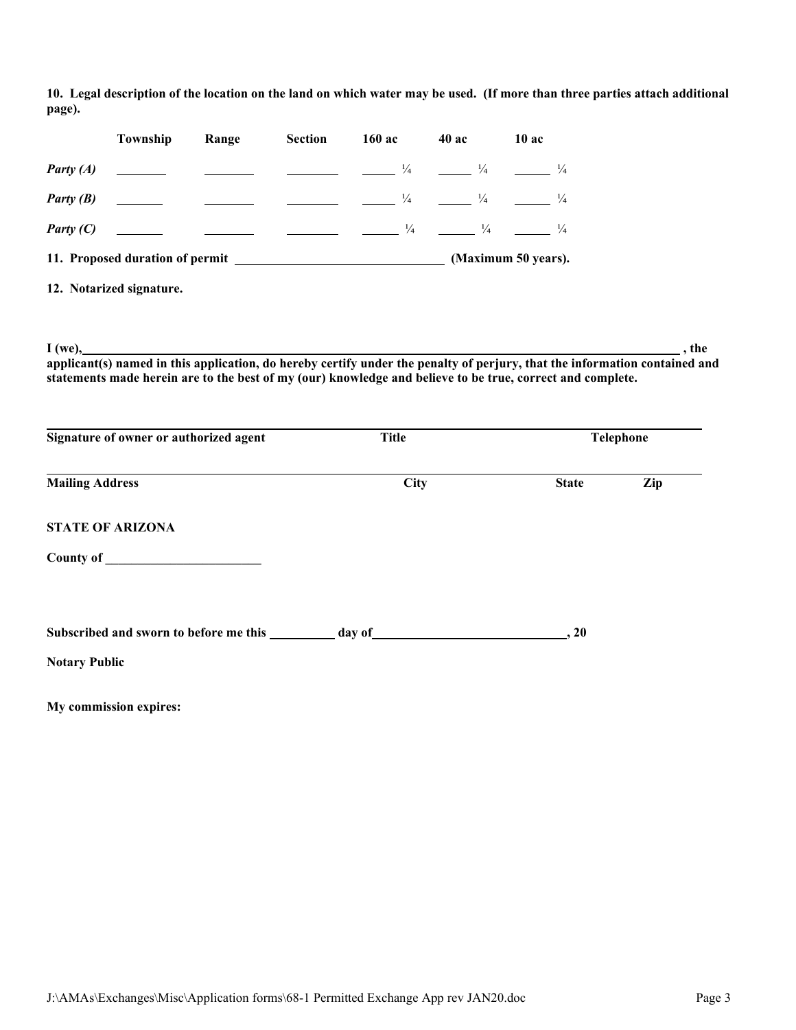**10. Legal description of the location on the land on which water may be used. (If more than three parties attach additional page).**

| | Township | Range | Section | 160 ac | 40 ac | 10 ac |
|---|---|---|---|---|---|---|
| ***Party (A)*** | ________ | ________ | ________ | _____ ¼ | _____ ¼ | _____ ¼ |
| ***Party (B)*** | ________ | ________ | ________ | _____ ¼ | _____ ¼ | _____ ¼ |
| ***Party (C)*** | ________ | ________ | ________ | _____ ¼ | _____ ¼ | _____ ¼ |

**11. Proposed duration of permit ________________________________ (Maximum 50 years).**

**12. Notarized signature.**

**I (we),__________________________________________________________________________________, the applicant(s) named in this application, do hereby certify under the penalty of perjury, that the information contained and statements made herein are to the best of my (our) knowledge and believe to be true, correct and complete.**

| **Signature of owner or authorized agent** | **Title** | **Telephone** | |
|---|---|---|---|
| **Mailing Address** | **City** | **State** | **Zip** |

**STATE OF ARIZONA**

**County of ________________________**

**Subscribed and sworn to before me this __________ day of______________________________, 20**

**Notary Public**

**My commission expires:**